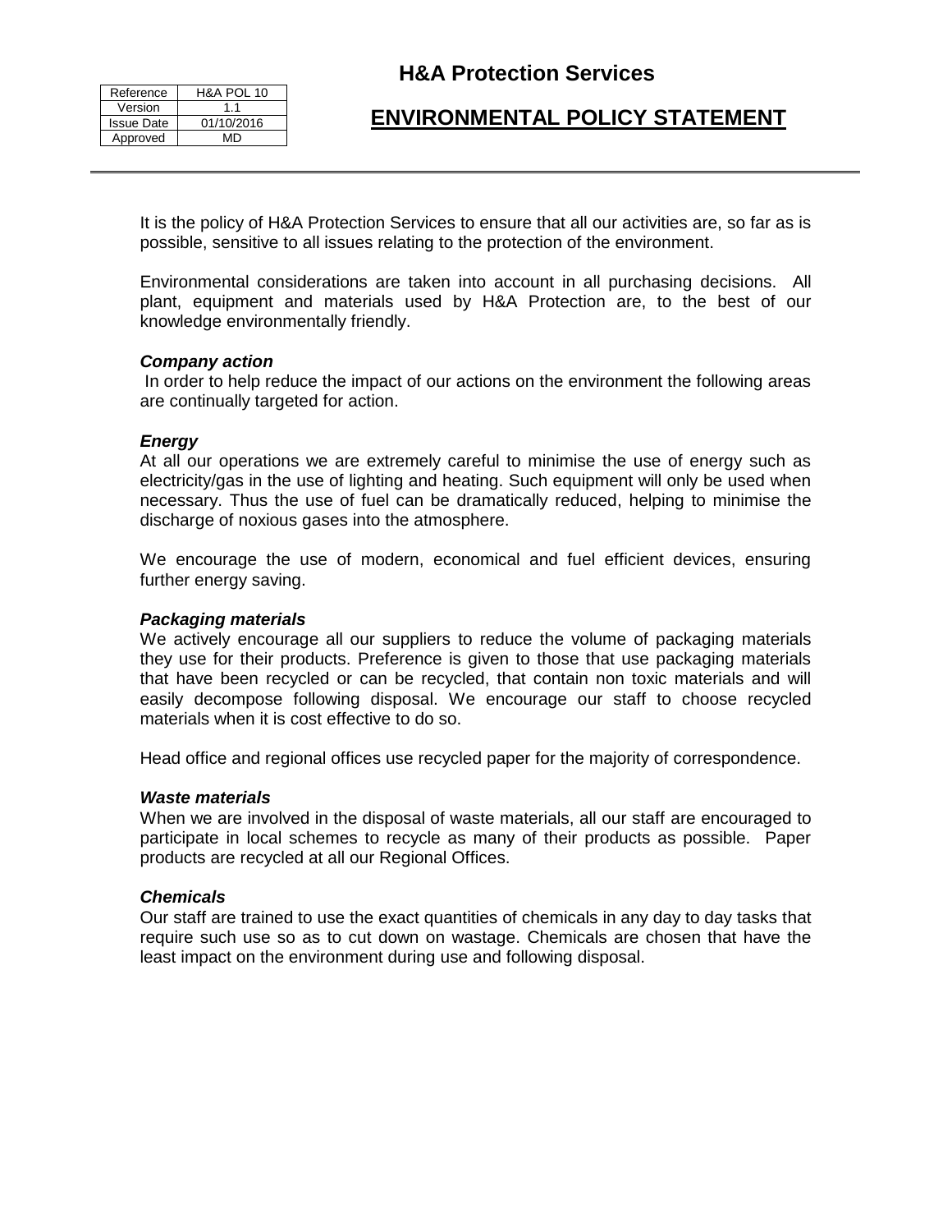| Reference | H&A POL 10 |
| --- | --- |
| Version | 1.1 |
| Issue Date | 01/10/2016 |
| Approved | MD |

# H&A Protection Services

## ENVIRONMENTAL POLICY STATEMENT

---

It is the policy of H&A Protection Services to ensure that all our activities are, so far as is possible, sensitive to all issues relating to the protection of the environment.

Environmental considerations are taken into account in all purchasing decisions. All plant, equipment and materials used by H&A Protection are, to the best of our knowledge environmentally friendly.

***Company action***

In order to help reduce the impact of our actions on the environment the following areas are continually targeted for action.

***Energy***

At all our operations we are extremely careful to minimise the use of energy such as electricity/gas in the use of lighting and heating. Such equipment will only be used when necessary. Thus the use of fuel can be dramatically reduced, helping to minimise the discharge of noxious gases into the atmosphere.

We encourage the use of modern, economical and fuel efficient devices, ensuring further energy saving.

***Packaging materials***

We actively encourage all our suppliers to reduce the volume of packaging materials they use for their products. Preference is given to those that use packaging materials that have been recycled or can be recycled, that contain non toxic materials and will easily decompose following disposal. We encourage our staff to choose recycled materials when it is cost effective to do so.

Head office and regional offices use recycled paper for the majority of correspondence.

***Waste materials***

When we are involved in the disposal of waste materials, all our staff are encouraged to participate in local schemes to recycle as many of their products as possible. Paper products are recycled at all our Regional Offices.

***Chemicals***

Our staff are trained to use the exact quantities of chemicals in any day to day tasks that require such use so as to cut down on wastage. Chemicals are chosen that have the least impact on the environment during use and following disposal.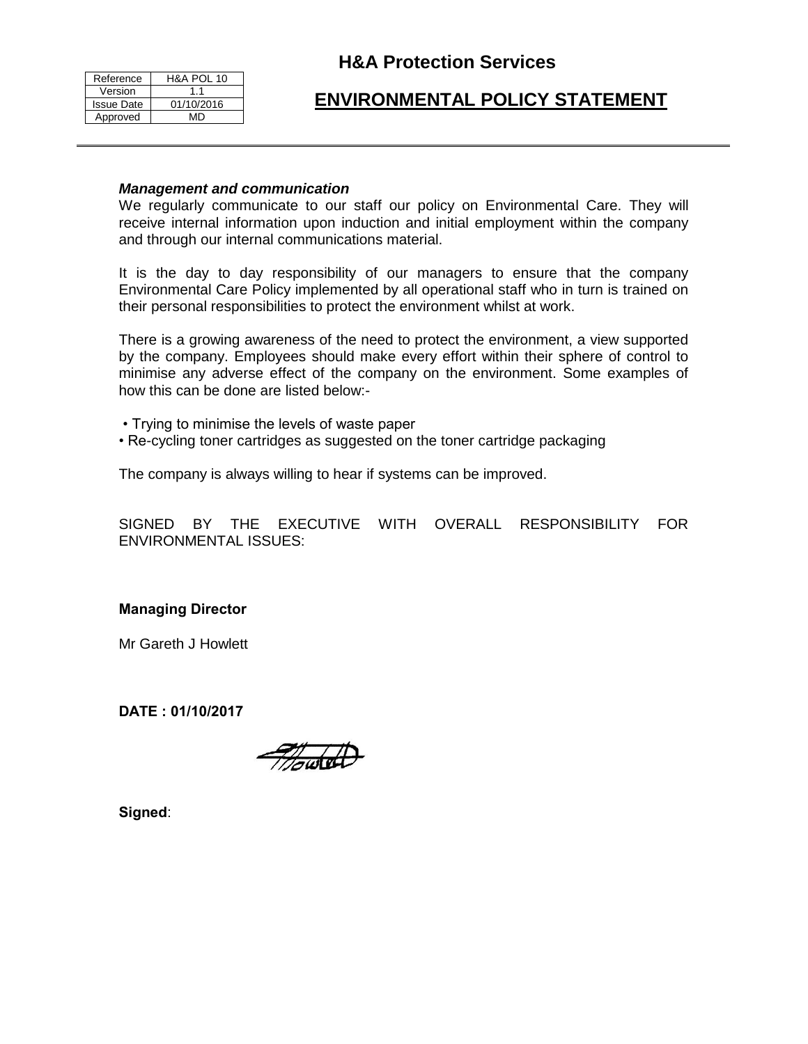| Reference | H&A POL 10 |
| --- | --- |
| Version | 1.1 |
| Issue Date | 01/10/2016 |
| Approved | MD |

# H&A Protection Services

## ENVIRONMENTAL POLICY STATEMENT

***Management and communication***

We regularly communicate to our staff our policy on Environmental Care. They will receive internal information upon induction and initial employment within the company and through our internal communications material.

It is the day to day responsibility of our managers to ensure that the company Environmental Care Policy implemented by all operational staff who in turn is trained on their personal responsibilities to protect the environment whilst at work.

There is a growing awareness of the need to protect the environment, a view supported by the company. Employees should make every effort within their sphere of control to minimise any adverse effect of the company on the environment. Some examples of how this can be done are listed below:-

- Trying to minimise the levels of waste paper
- Re-cycling toner cartridges as suggested on the toner cartridge packaging

The company is always willing to hear if systems can be improved.

SIGNED BY THE EXECUTIVE WITH OVERALL RESPONSIBILITY FOR ENVIRONMENTAL ISSUES:

**Managing Director**

Mr Gareth J Howlett

**DATE : 01/10/2017**

**Signed**: